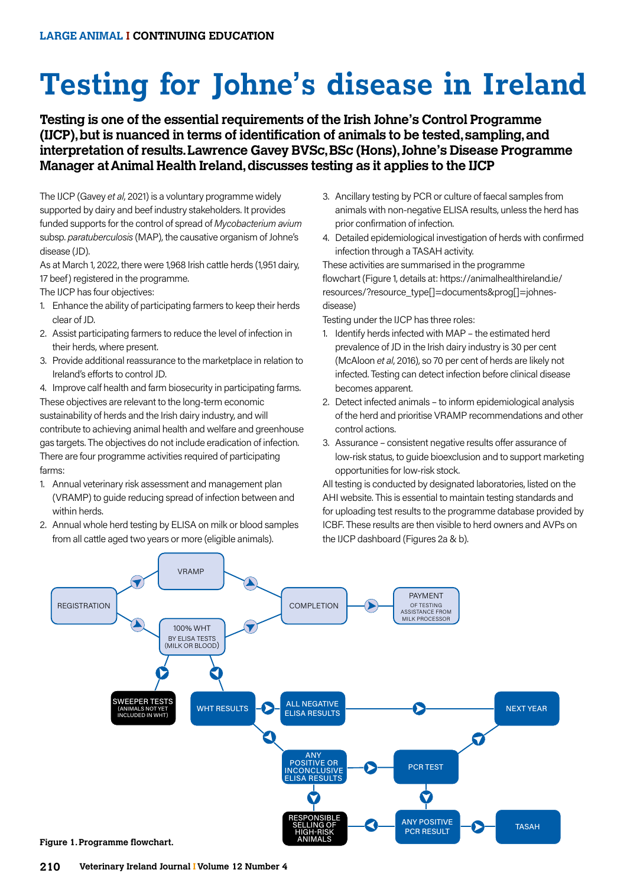# Testing for Johne's disease in Ireland

**Testing is one of the essential requirements of the Irish Johne's Control Programme (IJCP), but is nuanced in terms of identification of animals to be tested, sampling, and interpretation of results. Lawrence Gavey BVSc, BSc (Hons), Johne's Disease Programme Manager at Animal Health Ireland, discusses testing as it applies to the IJCP**

The IJCP (Gavey *et al*, 2021) is a voluntary programme widely supported by dairy and beef industry stakeholders. It provides funded supports for the control of spread of *Mycobacterium avium* subsp. *paratuberculosis* (MAP), the causative organism of Johne's disease (JD).

As at March 1, 2022, there were 1,968 Irish cattle herds (1,951 dairy, 17 beef) registered in the programme.

The IJCP has four objectives:

1. Enhance the ability of participating farmers to keep their herds clear of JD.
2. Assist participating farmers to reduce the level of infection in their herds, where present.
3. Provide additional reassurance to the marketplace in relation to Ireland's efforts to control JD.
4. Improve calf health and farm biosecurity in participating farms.

These objectives are relevant to the long-term economic sustainability of herds and the Irish dairy industry, and will contribute to achieving animal health and welfare and greenhouse gas targets. The objectives do not include eradication of infection.

There are four programme activities required of participating farms:

1. Annual veterinary risk assessment and management plan (VRAMP) to guide reducing spread of infection between and within herds.
2. Annual whole herd testing by ELISA on milk or blood samples from all cattle aged two years or more (eligible animals).
3. Ancillary testing by PCR or culture of faecal samples from animals with non-negative ELISA results, unless the herd has prior confirmation of infection.
4. Detailed epidemiological investigation of herds with confirmed infection through a TASAH activity.

These activities are summarised in the programme flowchart (Figure 1, details at: https://animalhealthireland.ie/resources/?resource_type[]=documents&prog[]=johnes-disease)

Testing under the IJCP has three roles:

1. Identify herds infected with MAP – the estimated herd prevalence of JD in the Irish dairy industry is 30 per cent (McAloon *et al*, 2016), so 70 per cent of herds are likely not infected. Testing can detect infection before clinical disease becomes apparent.
2. Detect infected animals – to inform epidemiological analysis of the herd and prioritise VRAMP recommendations and other control actions.
3. Assurance – consistent negative results offer assurance of low-risk status, to guide bioexclusion and to support marketing opportunities for low-risk stock.

All testing is conducted by designated laboratories, listed on the AHI website. This is essential to maintain testing standards and for uploading test results to the programme database provided by ICBF. These results are then visible to herd owners and AVPs on the IJCP dashboard (Figures 2a & b).

REGISTRATION → VRAMP → COMPLETION → PAYMENT OF TESTING ASSISTANCE FROM MILK PROCESSOR

REGISTRATION → 100% WHT BY ELISA TESTS (MILK OR BLOOD) → COMPLETION

100% WHT BY ELISA TESTS (MILK OR BLOOD) → SWEEPER TESTS (ANIMALS NOT YET INCLUDED IN WHT)

100% WHT BY ELISA TESTS (MILK OR BLOOD) → WHT RESULTS

WHT RESULTS → ALL NEGATIVE ELISA RESULTS → NEXT YEAR

WHT RESULTS → ANY POSITIVE OR INCONCLUSIVE ELISA RESULTS → PCR TEST → NEXT YEAR

ANY POSITIVE OR INCONCLUSIVE ELISA RESULTS → RESPONSIBLE SELLING OF HIGH-RISK ANIMALS

PCR TEST → ANY POSITIVE PCR RESULT → TASAH

ANY POSITIVE PCR RESULT → RESPONSIBLE SELLING OF HIGH-RISK ANIMALS

**Figure 1. Programme flowchart.**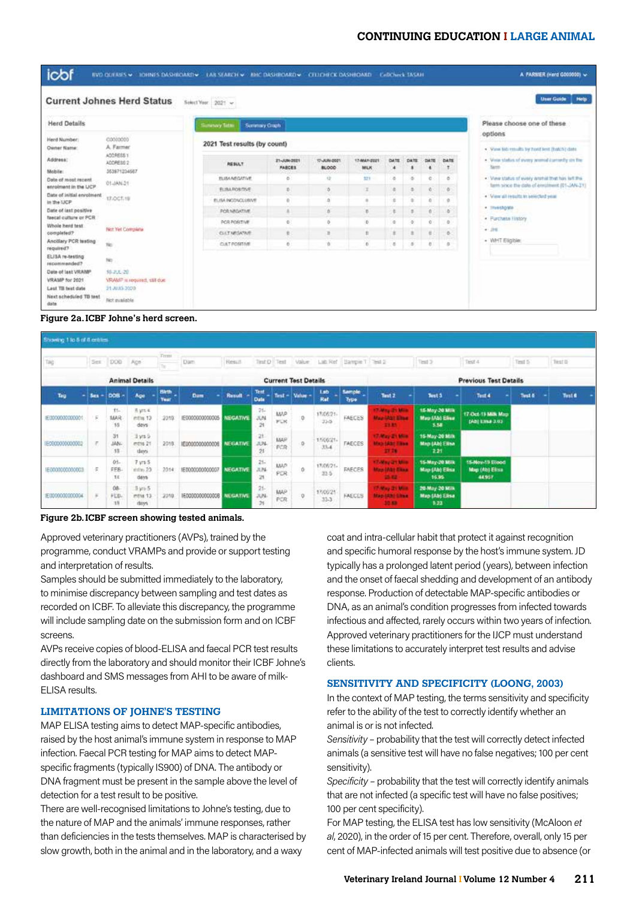Figure 2a. ICBF Johne's herd screen.

Figure 2b. ICBF screen showing tested animals.

Approved veterinary practitioners (AVPs), trained by the programme, conduct VRAMPs and provide or support testing and interpretation of results.

Samples should be submitted immediately to the laboratory, to minimise discrepancy between sampling and test dates as recorded on ICBF. To alleviate this discrepancy, the programme will include sampling date on the submission form and on ICBF screens.

AVPs receive copies of blood-ELISA and faecal PCR test results directly from the laboratory and should monitor their ICBF Johne's dashboard and SMS messages from AHI to be aware of milk-ELISA results.

## LIMITATIONS OF JOHNE'S TESTING

MAP ELISA testing aims to detect MAP-specific antibodies, raised by the host animal's immune system in response to MAP infection. Faecal PCR testing for MAP aims to detect MAP-specific fragments (typically IS900) of DNA. The antibody or DNA fragment must be present in the sample above the level of detection for a test result to be positive.

There are well-recognised limitations to Johne's testing, due to the nature of MAP and the animals' immune responses, rather than deficiencies in the tests themselves. MAP is characterised by slow growth, both in the animal and in the laboratory, and a waxy coat and intra-cellular habit that protect it against recognition and specific humoral response by the host's immune system. JD typically has a prolonged latent period (years), between infection and the onset of faecal shedding and development of an antibody response. Production of detectable MAP-specific antibodies or DNA, as an animal's condition progresses from infected towards infectious and affected, rarely occurs within two years of infection. Approved veterinary practitioners for the IJCP must understand these limitations to accurately interpret test results and advise clients.

## SENSITIVITY AND SPECIFICITY (LOONG, 2003)

In the context of MAP testing, the terms sensitivity and specificity refer to the ability of the test to correctly identify whether an animal is or is not infected.

*Sensitivity* – probability that the test will correctly detect infected animals (a sensitive test will have no false negatives; 100 per cent sensitivity).

*Specificity* – probability that the test will correctly identify animals that are not infected (a specific test will have no false positives; 100 per cent specificity).

For MAP testing, the ELISA test has low sensitivity (McAloon *et al*, 2020), in the order of 15 per cent. Therefore, overall, only 15 per cent of MAP-infected animals will test positive due to absence (or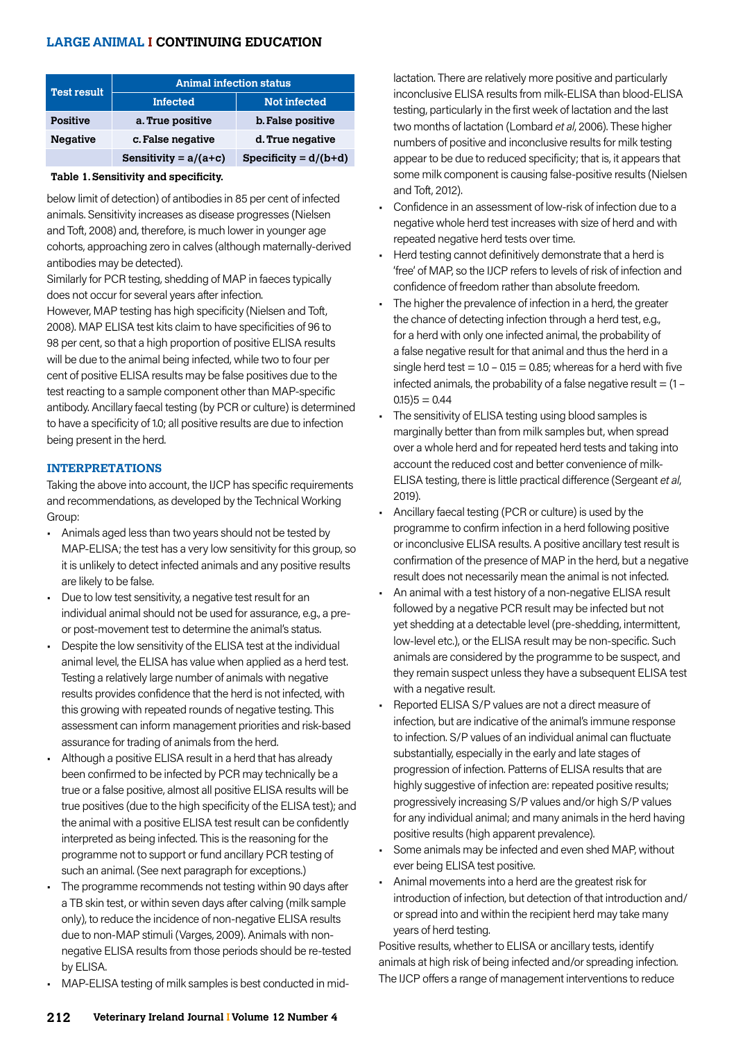| Test result | Animal infection status | |
|---|---|---|
| | Infected | Not infected |
| Positive | a. True positive | b. False positive |
| Negative | c. False negative | d. True negative |
| | Sensitivity = a/(a+c) | Specificity = d/(b+d) |

**Table 1. Sensitivity and specificity.**

below limit of detection) of antibodies in 85 per cent of infected animals. Sensitivity increases as disease progresses (Nielsen and Toft, 2008) and, therefore, is much lower in younger age cohorts, approaching zero in calves (although maternally-derived antibodies may be detected).

Similarly for PCR testing, shedding of MAP in faeces typically does not occur for several years after infection.

However, MAP testing has high specificity (Nielsen and Toft, 2008). MAP ELISA test kits claim to have specificities of 96 to 98 per cent, so that a high proportion of positive ELISA results will be due to the animal being infected, while two to four per cent of positive ELISA results may be false positives due to the test reacting to a sample component other than MAP-specific antibody. Ancillary faecal testing (by PCR or culture) is determined to have a specificity of 1.0; all positive results are due to infection being present in the herd.

## INTERPRETATIONS

Taking the above into account, the IJCP has specific requirements and recommendations, as developed by the Technical Working Group:

- Animals aged less than two years should not be tested by MAP-ELISA; the test has a very low sensitivity for this group, so it is unlikely to detect infected animals and any positive results are likely to be false.
- Due to low test sensitivity, a negative test result for an individual animal should not be used for assurance, e.g., a pre- or post-movement test to determine the animal's status.
- Despite the low sensitivity of the ELISA test at the individual animal level, the ELISA has value when applied as a herd test. Testing a relatively large number of animals with negative results provides confidence that the herd is not infected, with this growing with repeated rounds of negative testing. This assessment can inform management priorities and risk-based assurance for trading of animals from the herd.
- Although a positive ELISA result in a herd that has already been confirmed to be infected by PCR may technically be a true or a false positive, almost all positive ELISA results will be true positives (due to the high specificity of the ELISA test); and the animal with a positive ELISA test result can be confidently interpreted as being infected. This is the reasoning for the programme not to support or fund ancillary PCR testing of such an animal. (See next paragraph for exceptions.)
- The programme recommends not testing within 90 days after a TB skin test, or within seven days after calving (milk sample only), to reduce the incidence of non-negative ELISA results due to non-MAP stimuli (Varges, 2009). Animals with non-negative ELISA results from those periods should be re-tested by ELISA.
- MAP-ELISA testing of milk samples is best conducted in mid-lactation. There are relatively more positive and particularly inconclusive ELISA results from milk-ELISA than blood-ELISA testing, particularly in the first week of lactation and the last two months of lactation (Lombard *et al*, 2006). These higher numbers of positive and inconclusive results for milk testing appear to be due to reduced specificity; that is, it appears that some milk component is causing false-positive results (Nielsen and Toft, 2012).
- Confidence in an assessment of low-risk of infection due to a negative whole herd test increases with size of herd and with repeated negative herd tests over time.
- Herd testing cannot definitively demonstrate that a herd is 'free' of MAP, so the IJCP refers to levels of risk of infection and confidence of freedom rather than absolute freedom.
- The higher the prevalence of infection in a herd, the greater the chance of detecting infection through a herd test, e.g., for a herd with only one infected animal, the probability of a false negative result for that animal and thus the herd in a single herd test = 1.0 – 0.15 = 0.85; whereas for a herd with five infected animals, the probability of a false negative result = $(1 – 0.15)^5$ = 0.44
- The sensitivity of ELISA testing using blood samples is marginally better than from milk samples but, when spread over a whole herd and for repeated herd tests and taking into account the reduced cost and better convenience of milk-ELISA testing, there is little practical difference (Sergeant *et al*, 2019).
- Ancillary faecal testing (PCR or culture) is used by the programme to confirm infection in a herd following positive or inconclusive ELISA results. A positive ancillary test result is confirmation of the presence of MAP in the herd, but a negative result does not necessarily mean the animal is not infected.
- An animal with a test history of a non-negative ELISA result followed by a negative PCR result may be infected but not yet shedding at a detectable level (pre-shedding, intermittent, low-level etc.), or the ELISA result may be non-specific. Such animals are considered by the programme to be suspect, and they remain suspect unless they have a subsequent ELISA test with a negative result.
- Reported ELISA S/P values are not a direct measure of infection, but are indicative of the animal's immune response to infection. S/P values of an individual animal can fluctuate substantially, especially in the early and late stages of progression of infection. Patterns of ELISA results that are highly suggestive of infection are: repeated positive results; progressively increasing S/P values and/or high S/P values for any individual animal; and many animals in the herd having positive results (high apparent prevalence).
- Some animals may be infected and even shed MAP, without ever being ELISA test positive.
- Animal movements into a herd are the greatest risk for introduction of infection, but detection of that introduction and/or spread into and within the recipient herd may take many years of herd testing.

Positive results, whether to ELISA or ancillary tests, identify animals at high risk of being infected and/or spreading infection. The IJCP offers a range of management interventions to reduce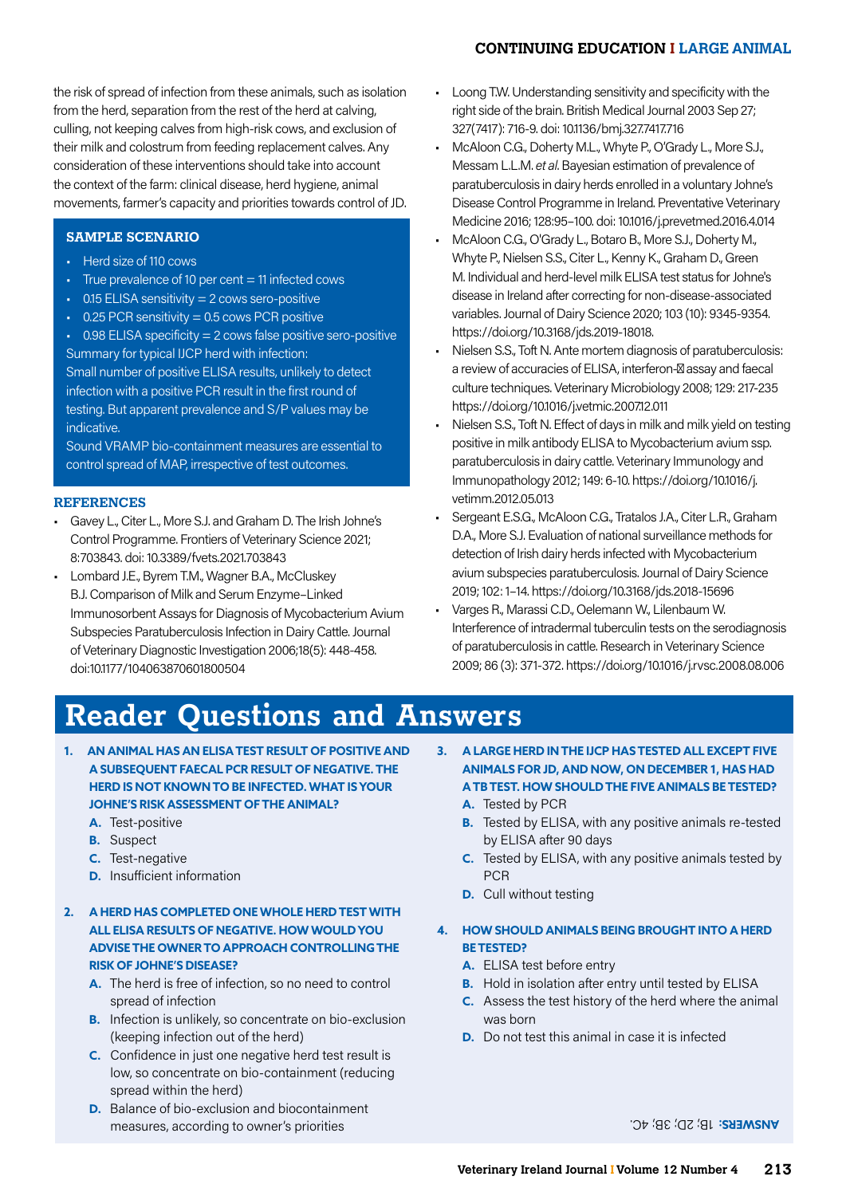the risk of spread of infection from these animals, such as isolation from the herd, separation from the rest of the herd at calving, culling, not keeping calves from high-risk cows, and exclusion of their milk and colostrum from feeding replacement calves. Any consideration of these interventions should take into account the context of the farm: clinical disease, herd hygiene, animal movements, farmer's capacity and priorities towards control of JD.

### SAMPLE SCENARIO

- Herd size of 110 cows
- True prevalence of 10 per cent = 11 infected cows
- 0.15 ELISA sensitivity = 2 cows sero-positive
- 0.25 PCR sensitivity = 0.5 cows PCR positive
- 0.98 ELISA specificity = 2 cows false positive sero-positive

Summary for typical IJCP herd with infection:

Small number of positive ELISA results, unlikely to detect infection with a positive PCR result in the first round of testing. But apparent prevalence and S/P values may be indicative.

Sound VRAMP bio-containment measures are essential to control spread of MAP, irrespective of test outcomes.

### REFERENCES

- Gavey L., Citer L., More S.J. and Graham D. The Irish Johne's Control Programme. Frontiers of Veterinary Science 2021; 8:703843. doi: 10.3389/fvets.2021.703843
- Lombard J.E., Byrem T.M., Wagner B.A., McCluskey B.J. Comparison of Milk and Serum Enzyme–Linked Immunosorbent Assays for Diagnosis of Mycobacterium Avium Subspecies Paratuberculosis Infection in Dairy Cattle. Journal of Veterinary Diagnostic Investigation 2006;18(5): 448-458. doi:10.1177/104063870601800504
- Loong T.W. Understanding sensitivity and specificity with the right side of the brain. British Medical Journal 2003 Sep 27; 327(7417): 716-9. doi: 10.1136/bmj.327.7417.716
- McAloon C.G., Doherty M.L., Whyte P., O'Grady L., More S.J., Messam L.L.M. *et al.* Bayesian estimation of prevalence of paratuberculosis in dairy herds enrolled in a voluntary Johne's Disease Control Programme in Ireland. Preventative Veterinary Medicine 2016; 128:95–100. doi: 10.1016/j.prevetmed.2016.4.014
- McAloon C.G., O'Grady L., Botaro B., More S.J., Doherty M., Whyte P., Nielsen S.S., Citer L., Kenny K., Graham D., Green M. Individual and herd-level milk ELISA test status for Johne's disease in Ireland after correcting for non-disease-associated variables. Journal of Dairy Science 2020; 103 (10): 9345-9354. https://doi.org/10.3168/jds.2019-18018.
- Nielsen S.S., Toft N. Ante mortem diagnosis of paratuberculosis: a review of accuracies of ELISA, interferon-� assay and faecal culture techniques. Veterinary Microbiology 2008; 129: 217-235 https://doi.org/10.1016/j.vetmic.2007.12.011
- Nielsen S.S., Toft N. Effect of days in milk and milk yield on testing positive in milk antibody ELISA to Mycobacterium avium ssp. paratuberculosis in dairy cattle. Veterinary Immunology and Immunopathology 2012; 149: 6-10. https://doi.org/10.1016/j.vetimm.2012.05.013
- Sergeant E.S.G., McAloon C.G., Tratalos J.A., Citer L.R., Graham D.A., More S.J. Evaluation of national surveillance methods for detection of Irish dairy herds infected with Mycobacterium avium subspecies paratuberculosis. Journal of Dairy Science 2019; 102: 1–14. https://doi.org/10.3168/jds.2018-15696
- Varges R., Marassi C.D., Oelemann W., Lilenbaum W. Interference of intradermal tuberculin tests on the serodiagnosis of paratuberculosis in cattle. Research in Veterinary Science 2009; 86 (3): 371-372. https://doi.org/10.1016/j.rvsc.2008.08.006

# Reader Questions and Answers

**1. AN ANIMAL HAS AN ELISA TEST RESULT OF POSITIVE AND A SUBSEQUENT FAECAL PCR RESULT OF NEGATIVE. THE HERD IS NOT KNOWN TO BE INFECTED. WHAT IS YOUR JOHNE'S RISK ASSESSMENT OF THE ANIMAL?**

- **A.** Test-positive
- **B.** Suspect
- **C.** Test-negative
- **D.** Insufficient information

**2. A HERD HAS COMPLETED ONE WHOLE HERD TEST WITH ALL ELISA RESULTS OF NEGATIVE. HOW WOULD YOU ADVISE THE OWNER TO APPROACH CONTROLLING THE RISK OF JOHNE'S DISEASE?**

- **A.** The herd is free of infection, so no need to control spread of infection
- **B.** Infection is unlikely, so concentrate on bio-exclusion (keeping infection out of the herd)
- **C.** Confidence in just one negative herd test result is low, so concentrate on bio-containment (reducing spread within the herd)
- **D.** Balance of bio-exclusion and biocontainment measures, according to owner's priorities

**3. A LARGE HERD IN THE IJCP HAS TESTED ALL EXCEPT FIVE ANIMALS FOR JD, AND NOW, ON DECEMBER 1, HAS HAD A TB TEST. HOW SHOULD THE FIVE ANIMALS BE TESTED?**

- **A.** Tested by PCR
- **B.** Tested by ELISA, with any positive animals re-tested by ELISA after 90 days
- **C.** Tested by ELISA, with any positive animals tested by PCR
- **D.** Cull without testing

**4. HOW SHOULD ANIMALS BEING BROUGHT INTO A HERD BE TESTED?**

- **A.** ELISA test before entry
- **B.** Hold in isolation after entry until tested by ELISA
- **C.** Assess the test history of the herd where the animal was born
- **D.** Do not test this animal in case it is infected

**ANSWERS:** 1B; 2D; 3B; 4C.